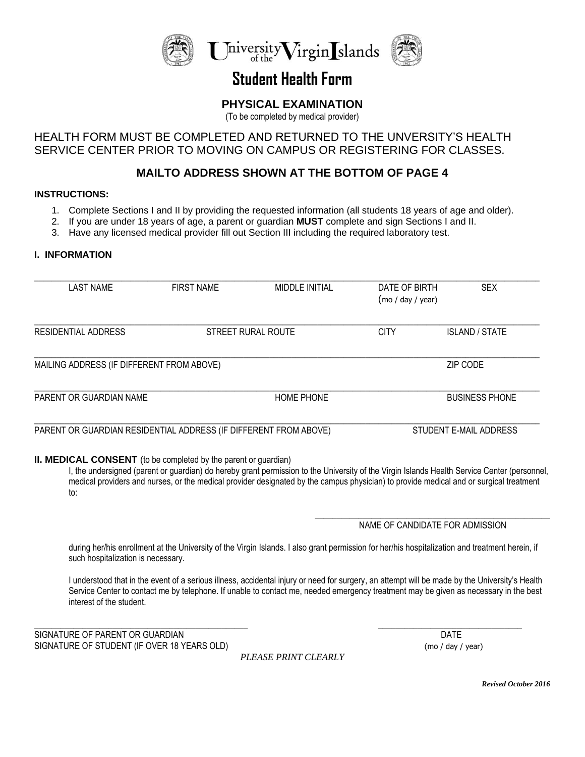# University of the Virgin Islands

## Student Health Form

### PHYSICAL EXAMINATION

(To be completed by medical provider)

HEALTH FORM MUST BE COMPLETED AND RETURNED TO THE UNVERSITY'S HEALTH SERVICE CENTER PRIOR TO MOVING ON CAMPUS OR REGISTERING FOR CLASSES.

**MAILTO ADDRESS SHOWN AT THE BOTTOM OF PAGE 4**

**INSTRUCTIONS:**

1. Complete Sections I and II by providing the requested information (all students 18 years of age and older).
2. If you are under 18 years of age, a parent or guardian **MUST** complete and sign Sections I and II.
3. Have any licensed medical provider fill out Section III including the required laboratory test.

**I. INFORMATION**

______________________________________________________________________________

LAST NAME　　FIRST NAME　　MIDDLE INITIAL　　DATE OF BIRTH (mo / day / year)　　SEX

______________________________________________________________________________

RESIDENTIAL ADDRESS　　STREET RURAL ROUTE　　CITY　　ISLAND / STATE

______________________________________________________________________________

MAILING ADDRESS (IF DIFFERENT FROM ABOVE)　　ZIP CODE

______________________________________________________________________________

PARENT OR GUARDIAN NAME　　HOME PHONE　　BUSINESS PHONE

______________________________________________________________________________

PARENT OR GUARDIAN RESIDENTIAL ADDRESS (IF DIFFERENT FROM ABOVE)　　STUDENT E-MAIL ADDRESS

**II. MEDICAL CONSENT** (to be completed by the parent or guardian)

I, the undersigned (parent or guardian) do hereby grant permission to the University of the Virgin Islands Health Service Center (personnel, medical providers and nurses, or the medical provider designated by the campus physician) to provide medical and or surgical treatment to:

______________________________________________

NAME OF CANDIDATE FOR ADMISSION

during her/his enrollment at the University of the Virgin Islands. I also grant permission for her/his hospitalization and treatment herein, if such hospitalization is necessary.

I understood that in the event of a serious illness, accidental injury or need for surgery, an attempt will be made by the University's Health Service Center to contact me by telephone. If unable to contact me, needed emergency treatment may be given as necessary in the best interest of the student.

______________________________________________　　______________________________

SIGNATURE OF PARENT OR GUARDIAN　　DATE

SIGNATURE OF STUDENT (IF OVER 18 YEARS OLD)　　(mo / day / year)

*PLEASE PRINT CLEARLY*

***Revised October 2016***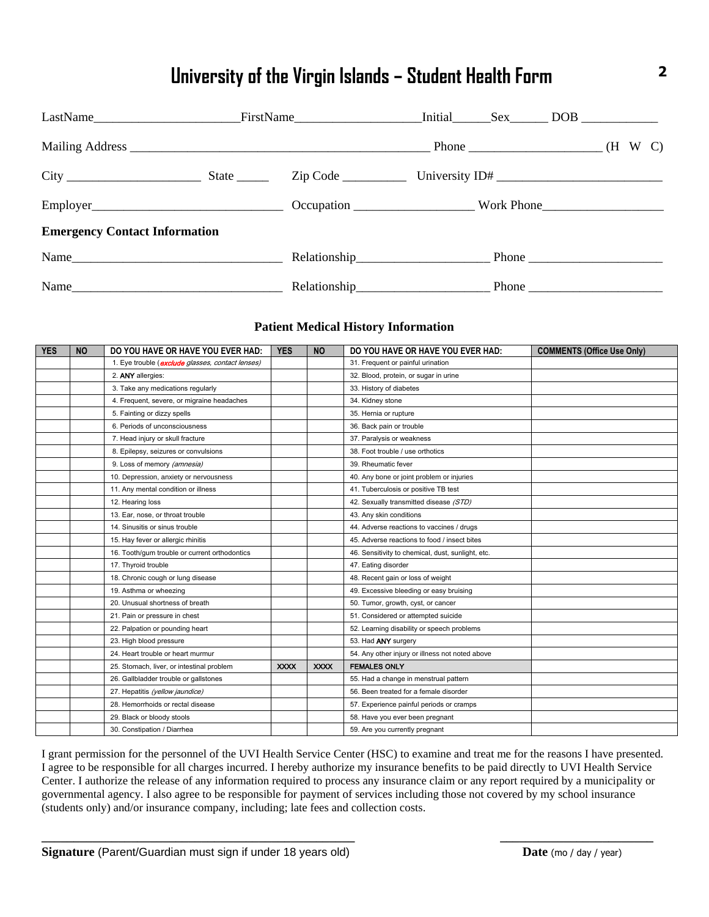# University of the Virgin Islands – Student Health Form

LastName_______________________FirstName___________________Initial______Sex______ DOB ____________

Mailing Address ______________________________________________ Phone ____________________ (H W C)

City _____________________ State _____ Zip Code __________ University ID# _________________________

Employer______________________________ Occupation __________________ Work Phone___________________

**Emergency Contact Information**

Name_________________________________ Relationship____________________ Phone _____________________

Name_________________________________ Relationship____________________ Phone _____________________

### Patient Medical History Information

| YES | NO | DO YOU HAVE OR HAVE YOU EVER HAD: | YES | NO | DO YOU HAVE OR HAVE YOU EVER HAD: | COMMENTS (Office Use Only) |
|---|---|---|---|---|---|---|
| | | 1. Eye trouble (*exclude glasses, contact lenses*) | | | 31. Frequent or painful urination | |
| | | 2. **ANY** allergies: | | | 32. Blood, protein, or sugar in urine | |
| | | 3. Take any medications regularly | | | 33. History of diabetes | |
| | | 4. Frequent, severe, or migraine headaches | | | 34. Kidney stone | |
| | | 5. Fainting or dizzy spells | | | 35. Hernia or rupture | |
| | | 6. Periods of unconsciousness | | | 36. Back pain or trouble | |
| | | 7. Head injury or skull fracture | | | 37. Paralysis or weakness | |
| | | 8. Epilepsy, seizures or convulsions | | | 38. Foot trouble / use orthotics | |
| | | 9. Loss of memory *(amnesia)* | | | 39. Rheumatic fever | |
| | | 10. Depression, anxiety or nervousness | | | 40. Any bone or joint problem or injuries | |
| | | 11. Any mental condition or illness | | | 41. Tuberculosis or positive TB test | |
| | | 12. Hearing loss | | | 42. Sexually transmitted disease *(STD)* | |
| | | 13. Ear, nose, or throat trouble | | | 43. Any skin conditions | |
| | | 14. Sinusitis or sinus trouble | | | 44. Adverse reactions to vaccines / drugs | |
| | | 15. Hay fever or allergic rhinitis | | | 45. Adverse reactions to food / insect bites | |
| | | 16. Tooth/gum trouble or current orthodontics | | | 46. Sensitivity to chemical, dust, sunlight, etc. | |
| | | 17. Thyroid trouble | | | 47. Eating disorder | |
| | | 18. Chronic cough or lung disease | | | 48. Recent gain or loss of weight | |
| | | 19. Asthma or wheezing | | | 49. Excessive bleeding or easy bruising | |
| | | 20. Unusual shortness of breath | | | 50. Tumor, growth, cyst, or cancer | |
| | | 21. Pain or pressure in chest | | | 51. Considered or attempted suicide | |
| | | 22. Palpation or pounding heart | | | 52. Learning disability or speech problems | |
| | | 23. High blood pressure | | | 53. Had **ANY** surgery | |
| | | 24. Heart trouble or heart murmur | | | 54. Any other injury or illness not noted above | |
| | | 25. Stomach, liver, or intestinal problem | XXXX | XXXX | **FEMALES ONLY** | |
| | | 26. Gallbladder trouble or gallstones | | | 55. Had a change in menstrual pattern | |
| | | 27. Hepatitis *(yellow jaundice)* | | | 56. Been treated for a female disorder | |
| | | 28. Hemorrhoids or rectal disease | | | 57. Experience painful periods or cramps | |
| | | 29. Black or bloody stools | | | 58. Have you ever been pregnant | |
| | | 30. Constipation / Diarrhea | | | 59. Are you currently pregnant | |

I grant permission for the personnel of the UVI Health Service Center (HSC) to examine and treat me for the reasons I have presented. I agree to be responsible for all charges incurred. I hereby authorize my insurance benefits to be paid directly to UVI Health Service Center. I authorize the release of any information required to process any insurance claim or any report required by a municipality or governmental agency. I also agree to be responsible for payment of services including those not covered by my school insurance (students only) and/or insurance company, including; late fees and collection costs.

_____________________________________________ _______________________

**Signature** (Parent/Guardian must sign if under 18 years old) **Date** (mo / day / year)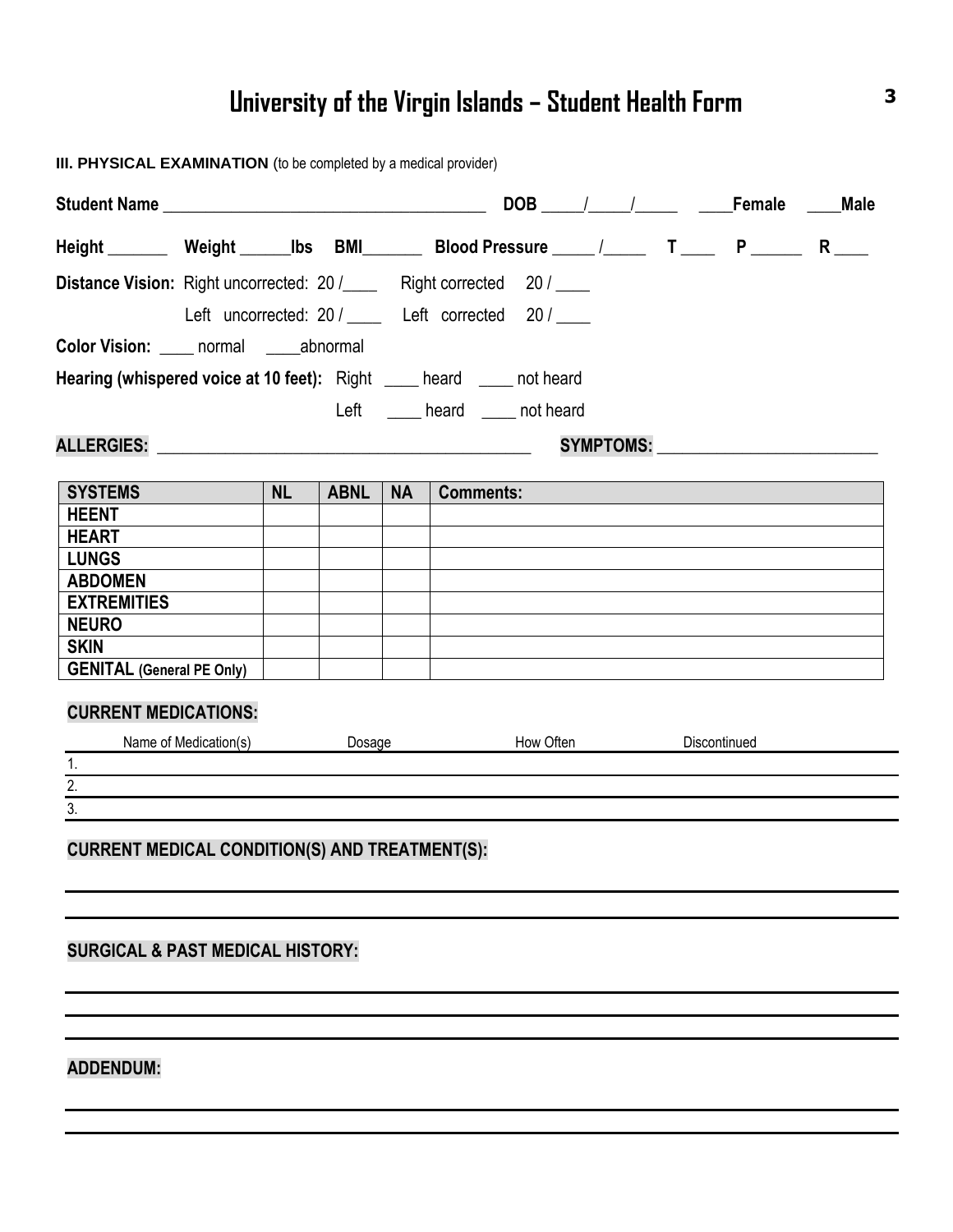# University of the Virgin Islands – Student Health Form

**III. PHYSICAL EXAMINATION** (to be completed by a medical provider)

**Student Name** ______________________________________ **DOB** _____/_____/_____ ____**Female** ____**Male**

**Height** _______ **Weight** ______**lbs** **BMI**_______ **Blood Pressure** _____ /_____ **T** ____ **P** ______ **R** ____

**Distance Vision:** Right uncorrected: 20 /____ Right corrected 20 / ____

Left uncorrected: 20 / ____ Left corrected 20 / ____

**Color Vision:** ____ normal ____abnormal

**Hearing (whispered voice at 10 feet):** Right ____ heard ____ not heard

Left ____ heard ____ not heard

**ALLERGIES:** ____________________________________________ **SYMPTOMS:** _________________________

| SYSTEMS | NL | ABNL | NA | Comments: |
|---|---|---|---|---|
| HEENT | | | | |
| HEART | | | | |
| LUNGS | | | | |
| ABDOMEN | | | | |
| EXTREMITIES | | | | |
| NEURO | | | | |
| SKIN | | | | |
| GENITAL (General PE Only) | | | | |

**CURRENT MEDICATIONS:**

| Name of Medication(s) | Dosage | How Often | Discontinued |
|---|---|---|---|
| 1. | | | |
| 2. | | | |
| 3. | | | |

**CURRENT MEDICAL CONDITION(S) AND TREATMENT(S):**

_______________________________________________________________

_______________________________________________________________

**SURGICAL & PAST MEDICAL HISTORY:**

_______________________________________________________________

_______________________________________________________________

_______________________________________________________________

**ADDENDUM:**

_______________________________________________________________

_______________________________________________________________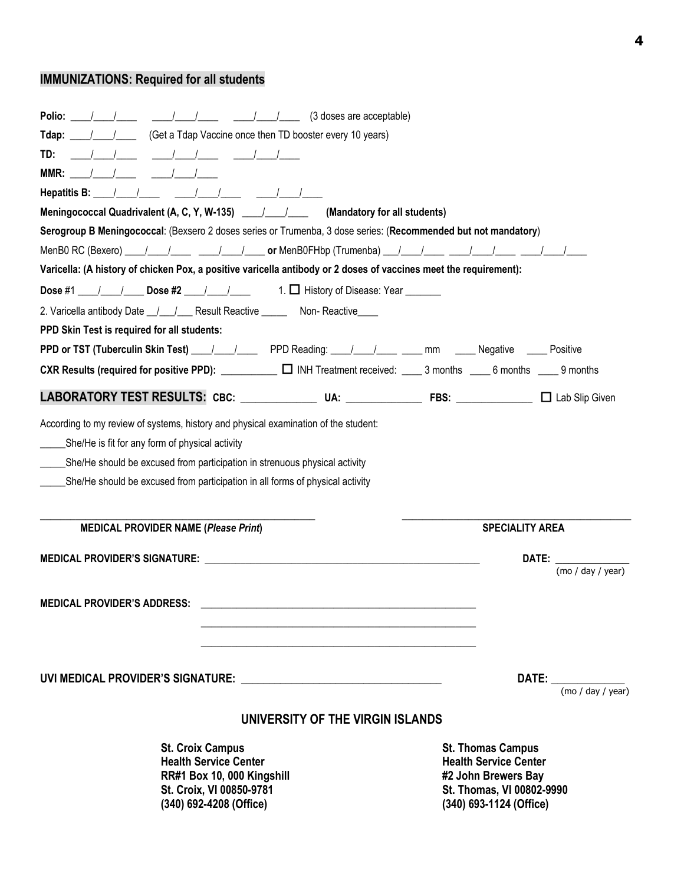## IMMUNIZATIONS: Required for all students

**Polio:** \_\_\_\_/\_\_\_\_/\_\_\_\_ \_\_\_\_/\_\_\_\_/\_\_\_\_ \_\_\_\_/\_\_\_\_/\_\_\_\_ (3 doses are acceptable)

**Tdap:** \_\_\_\_/\_\_\_\_/\_\_\_\_ (Get a Tdap Vaccine once then TD booster every 10 years)

**TD:** \_\_\_\_/\_\_\_\_/\_\_\_\_ \_\_\_\_/\_\_\_\_/\_\_\_\_ \_\_\_\_/\_\_\_\_/\_\_\_\_

**MMR:** \_\_\_\_/\_\_\_\_/\_\_\_\_ \_\_\_\_/\_\_\_\_/\_\_\_\_

**Hepatitis B:** \_\_\_\_/\_\_\_\_/\_\_\_\_ \_\_\_\_/\_\_\_\_/\_\_\_\_ \_\_\_\_/\_\_\_\_/\_\_\_\_

**Meningococcal Quadrivalent (A, C, Y, W-135)** \_\_\_\_/\_\_\_\_/\_\_\_\_ **(Mandatory for all students)**

**Serogroup B Meningococcal**: (Bexsero 2 doses series or Trumenba, 3 dose series: (**Recommended but not mandatory**)

MenB0 RC (Bexero) \_\_\_\_/\_\_\_\_/\_\_\_\_ \_\_\_\_/\_\_\_\_/\_\_\_\_ **or** MenB0FHbp (Trumenba) \_\_\_\_/\_\_\_\_/\_\_\_\_ \_\_\_\_/\_\_\_\_/\_\_\_\_ \_\_\_\_/\_\_\_\_/\_\_\_\_

**Varicella: (A history of chicken Pox, a positive varicella antibody or 2 doses of vaccines meet the requirement):**

**Dose** #1 \_\_\_\_/\_\_\_\_/\_\_\_\_ **Dose #2** \_\_\_\_/\_\_\_\_/\_\_\_\_ 1. ☐ History of Disease: Year \_\_\_\_\_\_\_

2. Varicella antibody Date \_\_/\_\_\_/\_\_\_ Result Reactive \_\_\_\_\_ Non- Reactive\_\_\_\_

**PPD Skin Test is required for all students:**

**PPD or TST (Tuberculin Skin Test)** \_\_\_\_/\_\_\_\_/\_\_\_\_ PPD Reading: \_\_\_\_/\_\_\_\_/\_\_\_\_ \_\_\_\_ mm \_\_\_\_ Negative \_\_\_\_ Positive

**CXR Results (required for positive PPD):** \_\_\_\_\_\_\_\_\_\_\_ ☐ INH Treatment received: \_\_\_\_ 3 months \_\_\_\_ 6 months \_\_\_\_ 9 months

## LABORATORY TEST RESULTS: **CBC:** \_\_\_\_\_\_\_\_\_\_\_\_\_\_ **UA:** \_\_\_\_\_\_\_\_\_\_\_\_\_\_ **FBS:** \_\_\_\_\_\_\_\_\_\_\_\_\_\_ ☐ Lab Slip Given

According to my review of systems, history and physical examination of the student:

\_\_\_\_\_She/He is fit for any form of physical activity

\_\_\_\_\_She/He should be excused from participation in strenuous physical activity

\_\_\_\_\_She/He should be excused from participation in all forms of physical activity

\_\_\_\_\_\_\_\_\_\_\_\_\_\_\_\_\_\_\_\_\_\_\_\_\_\_\_\_\_\_\_\_\_\_\_\_\_\_\_\_ \_\_\_\_\_\_\_\_\_\_\_\_\_\_\_\_\_\_\_\_\_\_\_\_\_\_\_\_\_\_\_\_\_\_\_\_

**MEDICAL PROVIDER NAME (*Please Print*)** **SPECIALITY AREA**

**MEDICAL PROVIDER'S SIGNATURE:** \_\_\_\_\_\_\_\_\_\_\_\_\_\_\_\_\_\_\_\_\_\_\_\_\_\_\_\_\_\_\_\_\_\_\_\_\_\_\_\_\_\_\_\_\_\_ **DATE:** \_\_\_\_\_\_\_\_\_\_\_\_\_\_
(mo / day / year)

**MEDICAL PROVIDER'S ADDRESS:** \_\_\_\_\_\_\_\_\_\_\_\_\_\_\_\_\_\_\_\_\_\_\_\_\_\_\_\_\_\_\_\_\_\_\_\_\_\_\_\_\_\_\_\_\_\_

\_\_\_\_\_\_\_\_\_\_\_\_\_\_\_\_\_\_\_\_\_\_\_\_\_\_\_\_\_\_\_\_\_\_\_\_\_\_\_\_\_\_\_\_\_\_

\_\_\_\_\_\_\_\_\_\_\_\_\_\_\_\_\_\_\_\_\_\_\_\_\_\_\_\_\_\_\_\_\_\_\_\_\_\_\_\_\_\_\_\_\_\_

**UVI MEDICAL PROVIDER'S SIGNATURE:** \_\_\_\_\_\_\_\_\_\_\_\_\_\_\_\_\_\_\_\_\_\_\_\_\_\_\_\_\_\_\_\_\_\_\_\_ **DATE:** \_\_\_\_\_\_\_\_\_\_\_\_\_
(mo / day / year)

### UNIVERSITY OF THE VIRGIN ISLANDS

**St. Croix Campus**
**Health Service Center**
**RR#1 Box 10, 000 Kingshill**
**St. Croix, VI 00850-9781**
**(340) 692-4208 (Office)**

**St. Thomas Campus**
**Health Service Center**
**#2 John Brewers Bay**
**St. Thomas, VI 00802-9990**
**(340) 693-1124 (Office)**